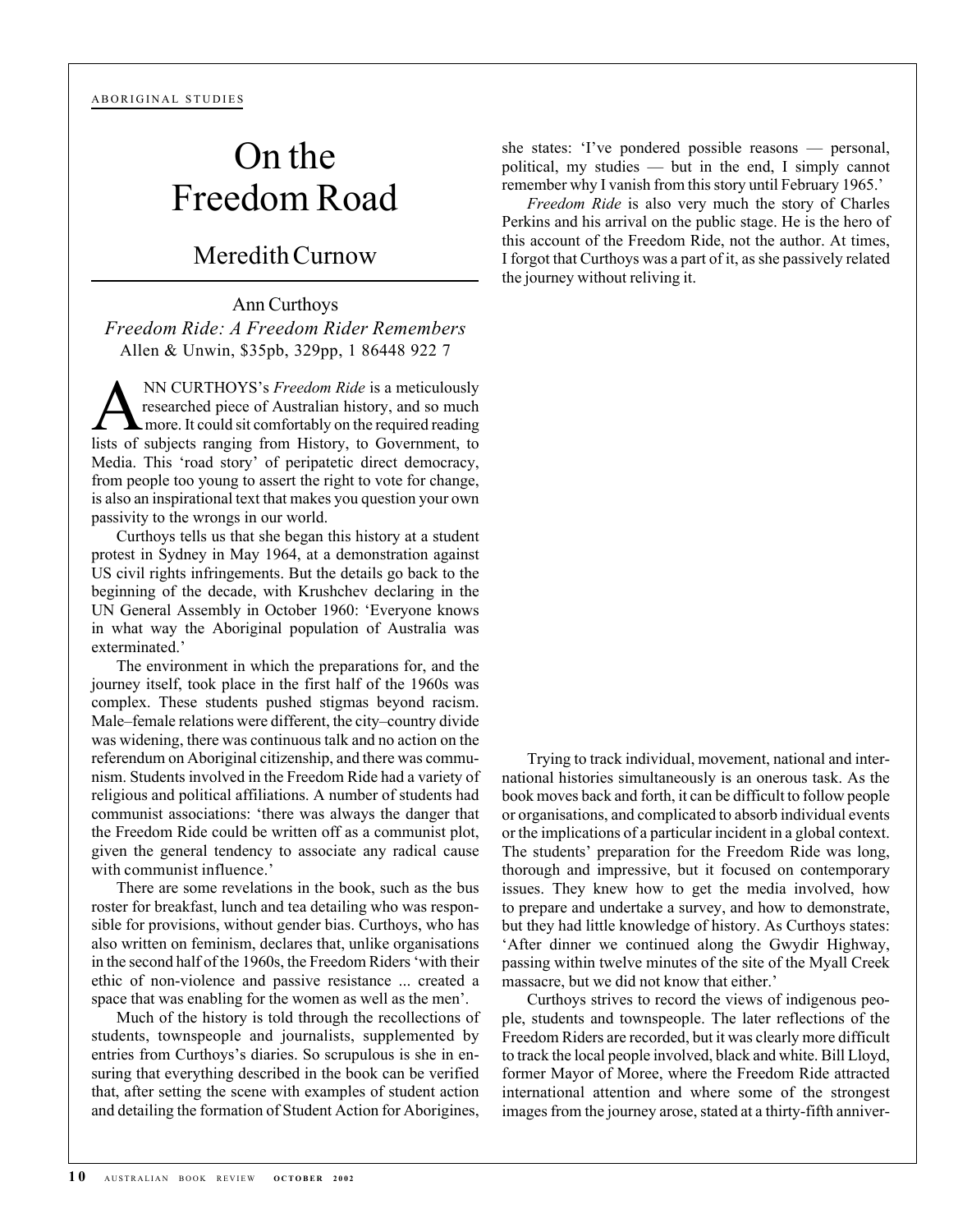ABORIGINAL STUDIES

# On the Freedom Road

## Meredith Curnow

Ann Curthoys
*Freedom Ride: A Freedom Rider Remembers*
Allen & Unwin, $35pb, 329pp, 1 86448 922 7

ANN CURTHOYS's *Freedom Ride* is a meticulously researched piece of Australian history, and so much more. It could sit comfortably on the required reading lists of subjects ranging from History, to Government, to Media. This 'road story' of peripatetic direct democracy, from people too young to assert the right to vote for change, is also an inspirational text that makes you question your own passivity to the wrongs in our world.

Curthoys tells us that she began this history at a student protest in Sydney in May 1964, at a demonstration against US civil rights infringements. But the details go back to the beginning of the decade, with Krushchev declaring in the UN General Assembly in October 1960: 'Everyone knows in what way the Aboriginal population of Australia was exterminated.'

The environment in which the preparations for, and the journey itself, took place in the first half of the 1960s was complex. These students pushed stigmas beyond racism. Male–female relations were different, the city–country divide was widening, there was continuous talk and no action on the referendum on Aboriginal citizenship, and there was communism. Students involved in the Freedom Ride had a variety of religious and political affiliations. A number of students had communist associations: 'there was always the danger that the Freedom Ride could be written off as a communist plot, given the general tendency to associate any radical cause with communist influence.'

There are some revelations in the book, such as the bus roster for breakfast, lunch and tea detailing who was responsible for provisions, without gender bias. Curthoys, who has also written on feminism, declares that, unlike organisations in the second half of the 1960s, the Freedom Riders 'with their ethic of non-violence and passive resistance ... created a space that was enabling for the women as well as the men'.

Much of the history is told through the recollections of students, townspeople and journalists, supplemented by entries from Curthoys's diaries. So scrupulous is she in ensuring that everything described in the book can be verified that, after setting the scene with examples of student action and detailing the formation of Student Action for Aborigines, she states: 'I've pondered possible reasons — personal, political, my studies — but in the end, I simply cannot remember why I vanish from this story until February 1965.'

*Freedom Ride* is also very much the story of Charles Perkins and his arrival on the public stage. He is the hero of this account of the Freedom Ride, not the author. At times, I forgot that Curthoys was a part of it, as she passively related the journey without reliving it.

Trying to track individual, movement, national and international histories simultaneously is an onerous task. As the book moves back and forth, it can be difficult to follow people or organisations, and complicated to absorb individual events or the implications of a particular incident in a global context. The students' preparation for the Freedom Ride was long, thorough and impressive, but it focused on contemporary issues. They knew how to get the media involved, how to prepare and undertake a survey, and how to demonstrate, but they had little knowledge of history. As Curthoys states: 'After dinner we continued along the Gwydir Highway, passing within twelve minutes of the site of the Myall Creek massacre, but we did not know that either.'

Curthoys strives to record the views of indigenous people, students and townspeople. The later reflections of the Freedom Riders are recorded, but it was clearly more difficult to track the local people involved, black and white. Bill Lloyd, former Mayor of Moree, where the Freedom Ride attracted international attention and where some of the strongest images from the journey arose, stated at a thirty-fifth anniver-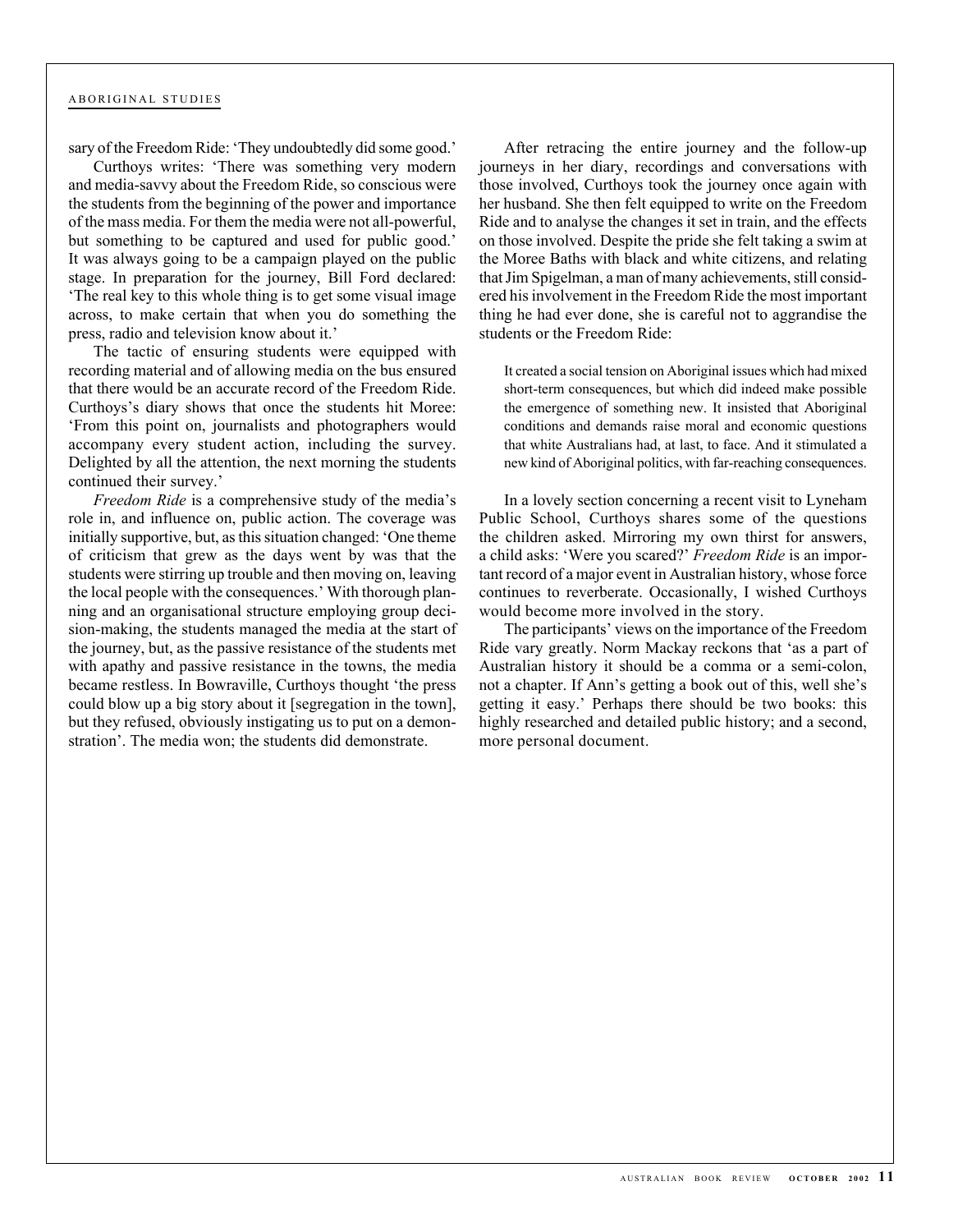sary of the Freedom Ride: 'They undoubtedly did some good.'

Curthoys writes: 'There was something very modern and media-savvy about the Freedom Ride, so conscious were the students from the beginning of the power and importance of the mass media. For them the media were not all-powerful, but something to be captured and used for public good.' It was always going to be a campaign played on the public stage. In preparation for the journey, Bill Ford declared: 'The real key to this whole thing is to get some visual image across, to make certain that when you do something the press, radio and television know about it.'

The tactic of ensuring students were equipped with recording material and of allowing media on the bus ensured that there would be an accurate record of the Freedom Ride. Curthoys's diary shows that once the students hit Moree: 'From this point on, journalists and photographers would accompany every student action, including the survey. Delighted by all the attention, the next morning the students continued their survey.'

*Freedom Ride* is a comprehensive study of the media's role in, and influence on, public action. The coverage was initially supportive, but, as this situation changed: 'One theme of criticism that grew as the days went by was that the students were stirring up trouble and then moving on, leaving the local people with the consequences.' With thorough planning and an organisational structure employing group decision-making, the students managed the media at the start of the journey, but, as the passive resistance of the students met with apathy and passive resistance in the towns, the media became restless. In Bowraville, Curthoys thought 'the press could blow up a big story about it [segregation in the town], but they refused, obviously instigating us to put on a demonstration'. The media won; the students did demonstrate.

After retracing the entire journey and the follow-up journeys in her diary, recordings and conversations with those involved, Curthoys took the journey once again with her husband. She then felt equipped to write on the Freedom Ride and to analyse the changes it set in train, and the effects on those involved. Despite the pride she felt taking a swim at the Moree Baths with black and white citizens, and relating that Jim Spigelman, a man of many achievements, still considered his involvement in the Freedom Ride the most important thing he had ever done, she is careful not to aggrandise the students or the Freedom Ride:

> It created a social tension on Aboriginal issues which had mixed short-term consequences, but which did indeed make possible the emergence of something new. It insisted that Aboriginal conditions and demands raise moral and economic questions that white Australians had, at last, to face. And it stimulated a new kind of Aboriginal politics, with far-reaching consequences.

In a lovely section concerning a recent visit to Lyneham Public School, Curthoys shares some of the questions the children asked. Mirroring my own thirst for answers, a child asks: 'Were you scared?' *Freedom Ride* is an important record of a major event in Australian history, whose force continues to reverberate. Occasionally, I wished Curthoys would become more involved in the story.

The participants' views on the importance of the Freedom Ride vary greatly. Norm Mackay reckons that 'as a part of Australian history it should be a comma or a semi-colon, not a chapter. If Ann's getting a book out of this, well she's getting it easy.' Perhaps there should be two books: this highly researched and detailed public history; and a second, more personal document.